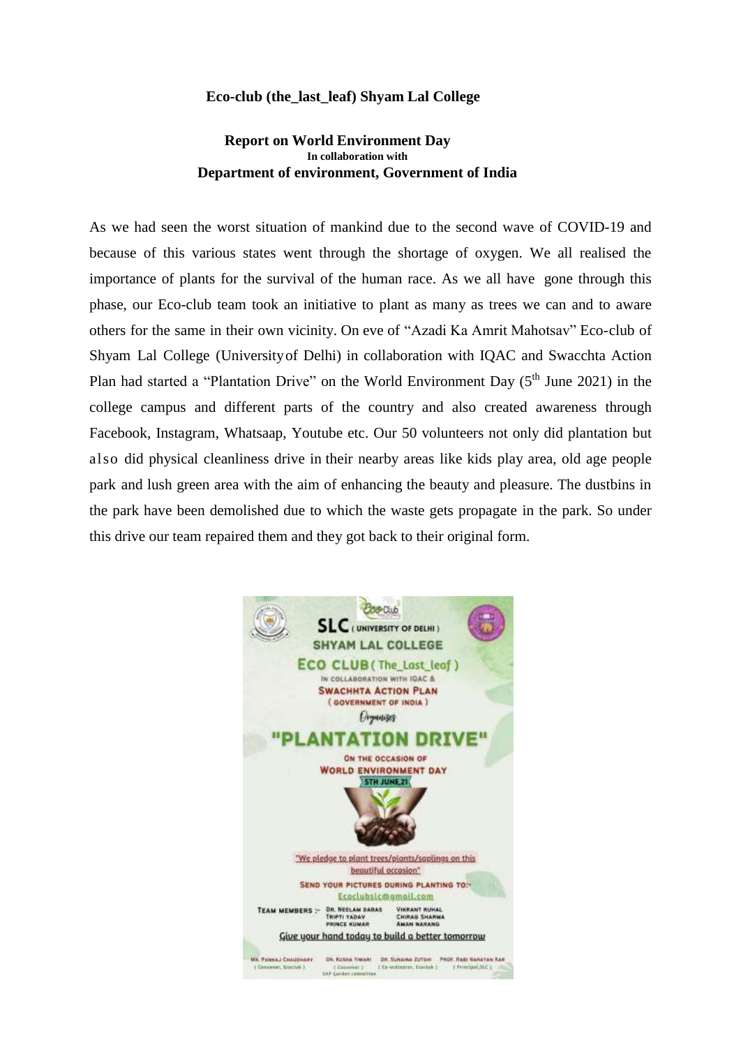**Eco-club (the_last_leaf) Shyam Lal College**

**Report on World Environment Day**
**In collaboration with**
**Department of environment, Government of India**

As we had seen the worst situation of mankind due to the second wave of COVID-19 and because of this various states went through the shortage of oxygen. We all realised the importance of plants for the survival of the human race. As we all have gone through this phase, our Eco-club team took an initiative to plant as many as trees we can and to aware others for the same in their own vicinity. On eve of "Azadi Ka Amrit Mahotsav" Eco-club of Shyam Lal College (University of Delhi) in collaboration with IQAC and Swacchta Action Plan had started a "Plantation Drive" on the World Environment Day (5th June 2021) in the college campus and different parts of the country and also created awareness through Facebook, Instagram, Whatsaap, Youtube etc. Our 50 volunteers not only did plantation but also did physical cleanliness drive in their nearby areas like kids play area, old age people park and lush green area with the aim of enhancing the beauty and pleasure. The dustbins in the park have been demolished due to which the waste gets propagate in the park. So under this drive our team repaired them and they got back to their original form.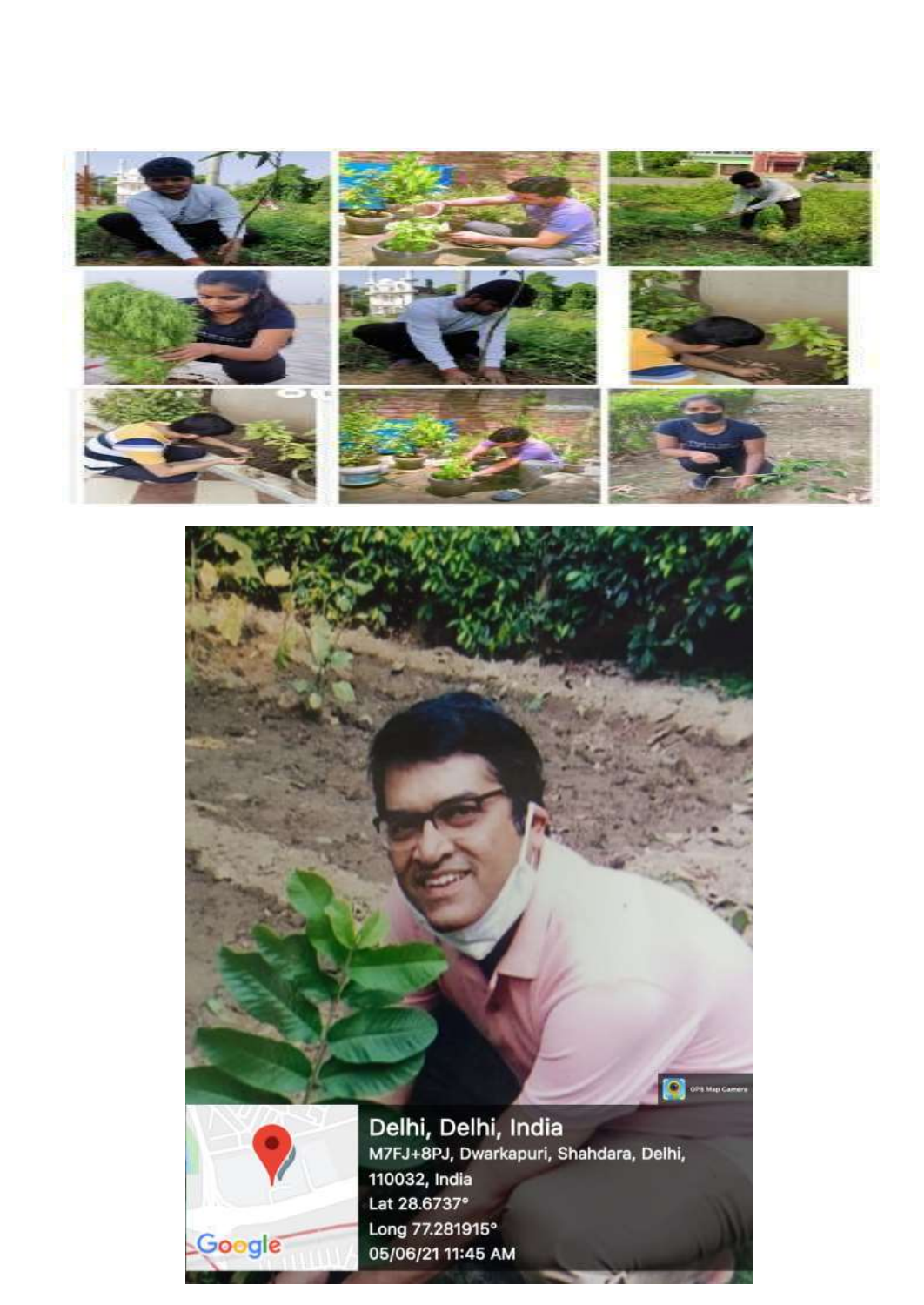Delhi, Delhi, India

M7FJ+8PJ, Dwarkapuri, Shahdara, Delhi, 110032, India

Lat 28.6737°

Long 77.281915°

05/06/21 11:45 AM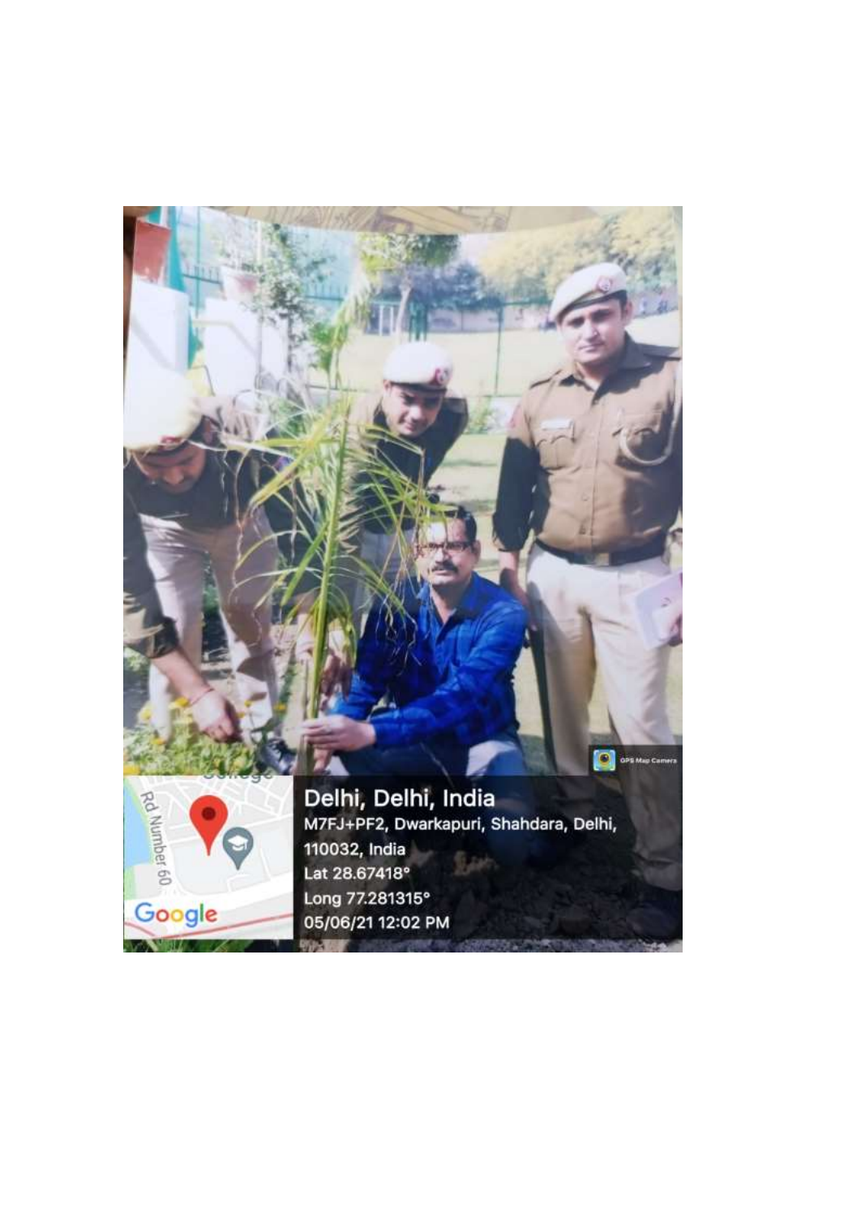Delhi, Delhi, India

M7FJ+PF2, Dwarkapuri, Shahdara, Delhi, 110032, India

Lat 28.67418°

Long 77.281315°

05/06/21 12:02 PM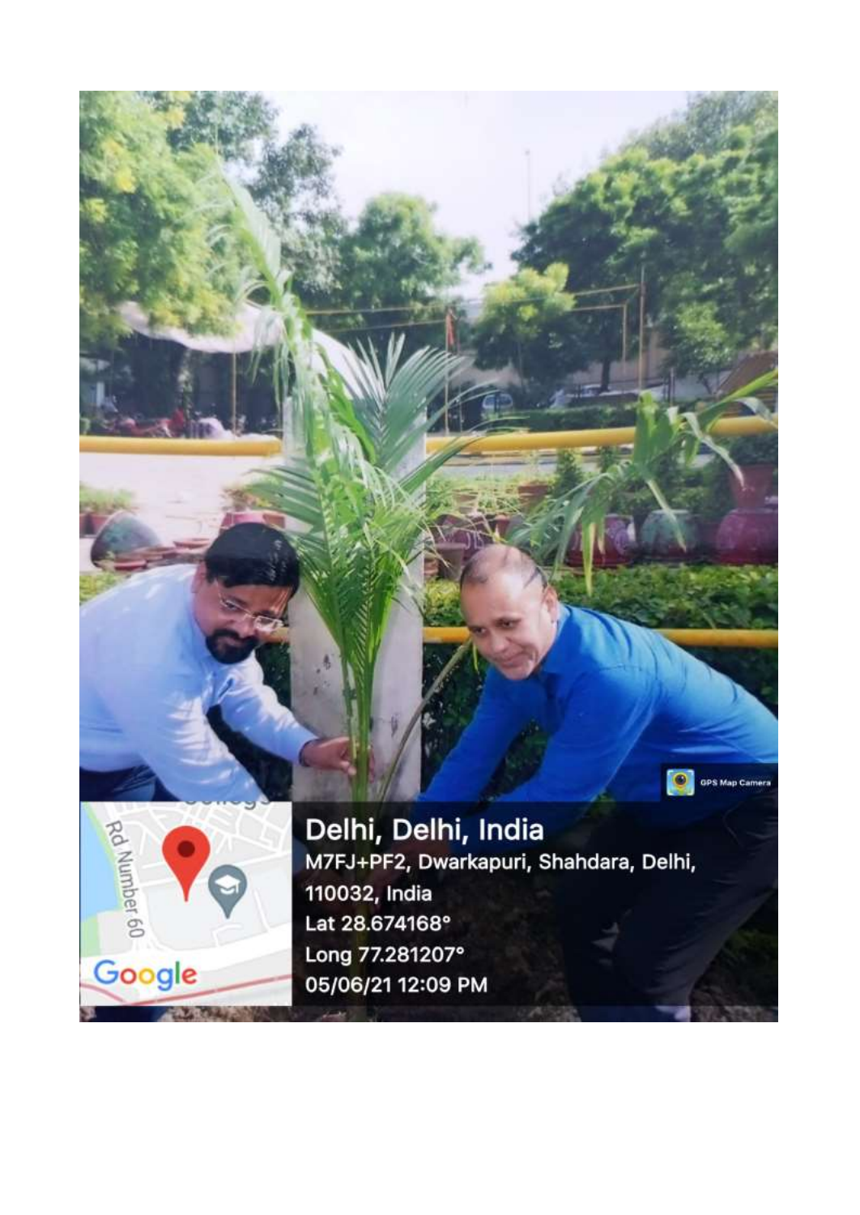Delhi, Delhi, India

M7FJ+PF2, Dwarkapuri, Shahdara, Delhi, 110032, India

Lat 28.674168°

Long 77.281207°

05/06/21 12:09 PM